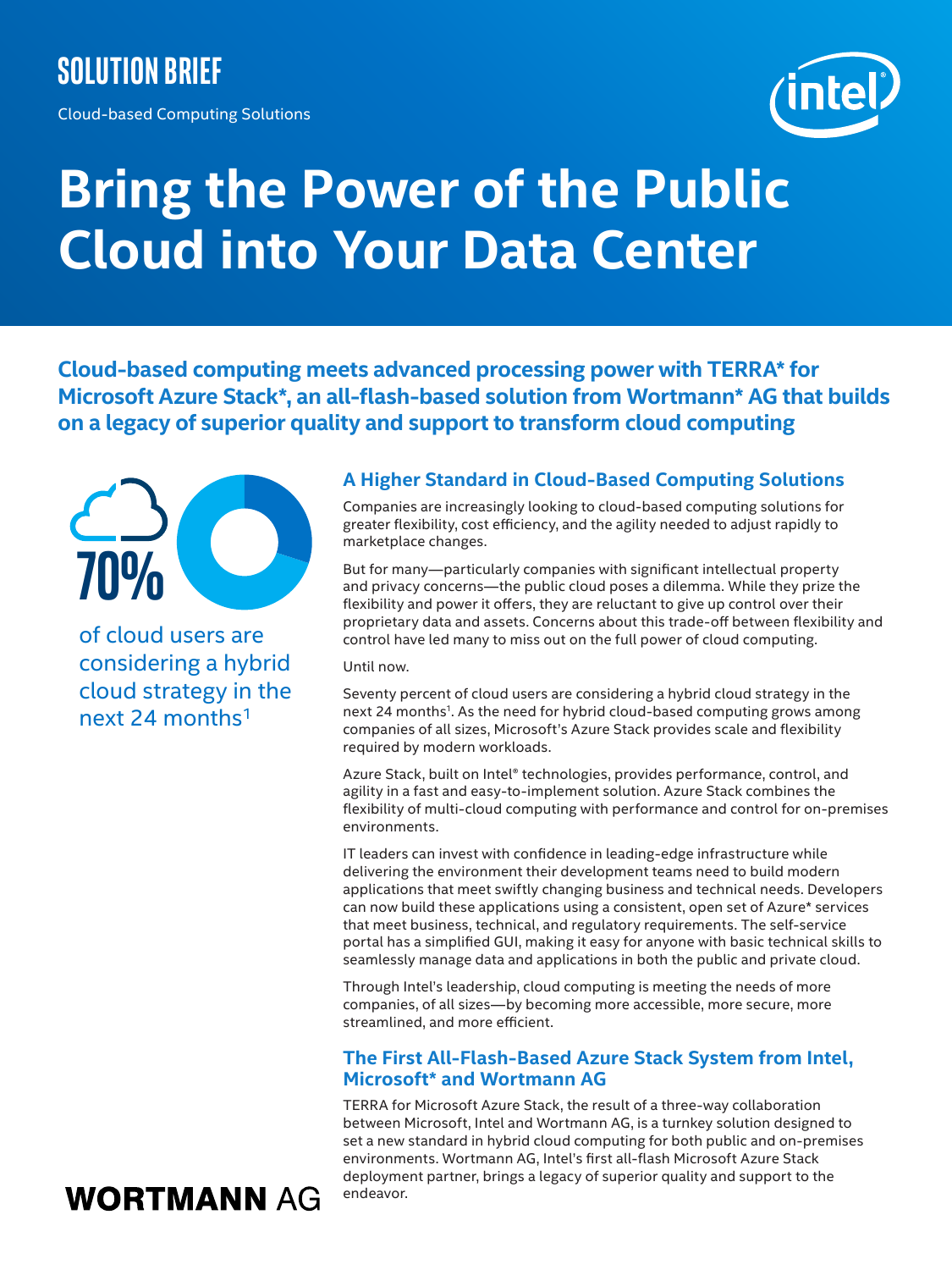SOLUTION BRIEF

Cloud-based Computing Solutions

# Bring the Power of the Public Cloud into Your Data Center

**Cloud-based computing meets advanced processing power with TERRA* for Microsoft Azure Stack*, an all-flash-based solution from Wortmann* AG that builds on a legacy of superior quality and support to transform cloud computing**

**70%** of cloud users are considering a hybrid cloud strategy in the next 24 months[1]

## A Higher Standard in Cloud-Based Computing Solutions

Companies are increasingly looking to cloud-based computing solutions for greater flexibility, cost efficiency, and the agility needed to adjust rapidly to marketplace changes.

But for many—particularly companies with significant intellectual property and privacy concerns—the public cloud poses a dilemma. While they prize the flexibility and power it offers, they are reluctant to give up control over their proprietary data and assets. Concerns about this trade-off between flexibility and control have led many to miss out on the full power of cloud computing.

Until now.

Seventy percent of cloud users are considering a hybrid cloud strategy in the next 24 months[1]. As the need for hybrid cloud-based computing grows among companies of all sizes, Microsoft's Azure Stack provides scale and flexibility required by modern workloads.

Azure Stack, built on Intel® technologies, provides performance, control, and agility in a fast and easy-to-implement solution. Azure Stack combines the flexibility of multi-cloud computing with performance and control for on-premises environments.

IT leaders can invest with confidence in leading-edge infrastructure while delivering the environment their development teams need to build modern applications that meet swiftly changing business and technical needs. Developers can now build these applications using a consistent, open set of Azure* services that meet business, technical, and regulatory requirements. The self-service portal has a simplified GUI, making it easy for anyone with basic technical skills to seamlessly manage data and applications in both the public and private cloud.

Through Intel's leadership, cloud computing is meeting the needs of more companies, of all sizes—by becoming more accessible, more secure, more streamlined, and more efficient.

## The First All-Flash-Based Azure Stack System from Intel, Microsoft* and Wortmann AG

TERRA for Microsoft Azure Stack, the result of a three-way collaboration between Microsoft, Intel and Wortmann AG, is a turnkey solution designed to set a new standard in hybrid cloud computing for both public and on-premises environments. Wortmann AG, Intel's first all-flash Microsoft Azure Stack deployment partner, brings a legacy of superior quality and support to the endeavor.

WORTMANN AG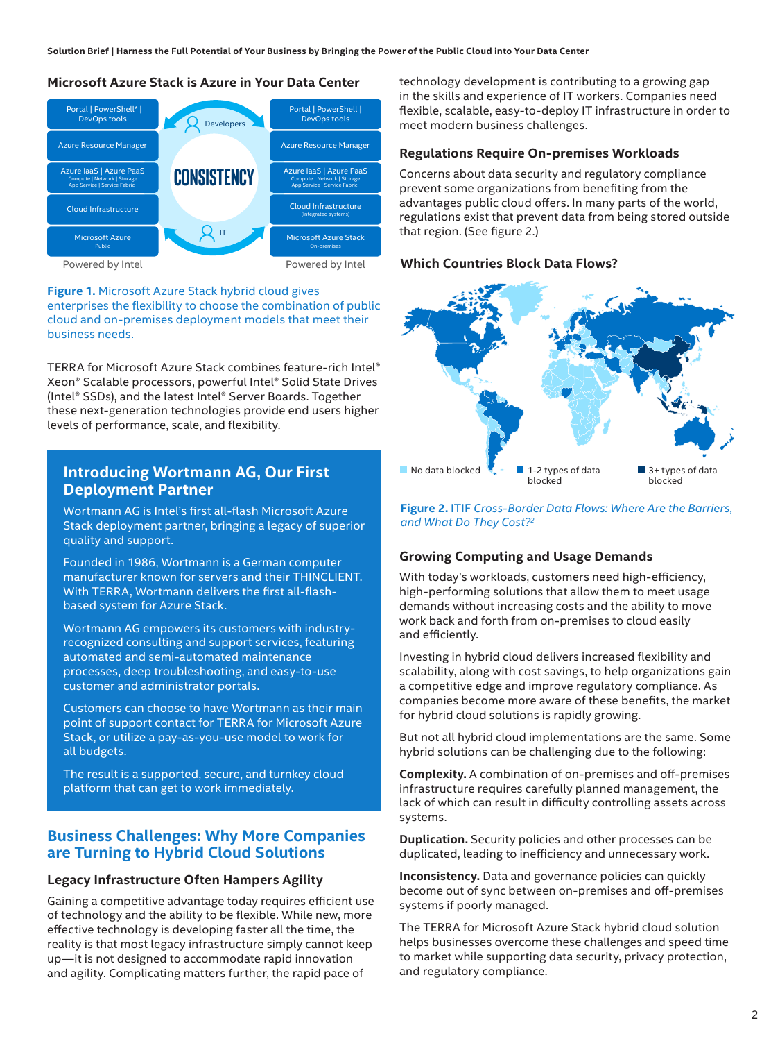## Microsoft Azure Stack is Azure in Your Data Center

**Figure 1.** Microsoft Azure Stack hybrid cloud gives enterprises the flexibility to choose the combination of public cloud and on-premises deployment models that meet their business needs.

TERRA for Microsoft Azure Stack combines feature-rich Intel® Xeon® Scalable processors, powerful Intel® Solid State Drives (Intel® SSDs), and the latest Intel® Server Boards. Together these next-generation technologies provide end users higher levels of performance, scale, and flexibility.

## Introducing Wortmann AG, Our First Deployment Partner

Wortmann AG is Intel's first all-flash Microsoft Azure Stack deployment partner, bringing a legacy of superior quality and support.

Founded in 1986, Wortmann is a German computer manufacturer known for servers and their THINCLIENT. With TERRA, Wortmann delivers the first all-flash-based system for Azure Stack.

Wortmann AG empowers its customers with industry-recognized consulting and support services, featuring automated and semi-automated maintenance processes, deep troubleshooting, and easy-to-use customer and administrator portals.

Customers can choose to have Wortmann as their main point of support contact for TERRA for Microsoft Azure Stack, or utilize a pay-as-you-use model to work for all budgets.

The result is a supported, secure, and turnkey cloud platform that can get to work immediately.

## Business Challenges: Why More Companies are Turning to Hybrid Cloud Solutions

### Legacy Infrastructure Often Hampers Agility

Gaining a competitive advantage today requires efficient use of technology and the ability to be flexible. While new, more effective technology is developing faster all the time, the reality is that most legacy infrastructure simply cannot keep up—it is not designed to accommodate rapid innovation and agility. Complicating matters further, the rapid pace of technology development is contributing to a growing gap in the skills and experience of IT workers. Companies need flexible, scalable, easy-to-deploy IT infrastructure in order to meet modern business challenges.

### Regulations Require On-premises Workloads

Concerns about data security and regulatory compliance prevent some organizations from benefiting from the advantages public cloud offers. In many parts of the world, regulations exist that prevent data from being stored outside that region. (See figure 2.)

### Which Countries Block Data Flows?

**Figure 2.** ITIF *Cross-Border Data Flows: Where Are the Barriers, and What Do They Cost?*[2]

### Growing Computing and Usage Demands

With today's workloads, customers need high-efficiency, high-performing solutions that allow them to meet usage demands without increasing costs and the ability to move work back and forth from on-premises to cloud easily and efficiently.

Investing in hybrid cloud delivers increased flexibility and scalability, along with cost savings, to help organizations gain a competitive edge and improve regulatory compliance. As companies become more aware of these benefits, the market for hybrid cloud solutions is rapidly growing.

But not all hybrid cloud implementations are the same. Some hybrid solutions can be challenging due to the following:

**Complexity.** A combination of on-premises and off-premises infrastructure requires carefully planned management, the lack of which can result in difficulty controlling assets across systems.

**Duplication.** Security policies and other processes can be duplicated, leading to inefficiency and unnecessary work.

**Inconsistency.** Data and governance policies can quickly become out of sync between on-premises and off-premises systems if poorly managed.

The TERRA for Microsoft Azure Stack hybrid cloud solution helps businesses overcome these challenges and speed time to market while supporting data security, privacy protection, and regulatory compliance.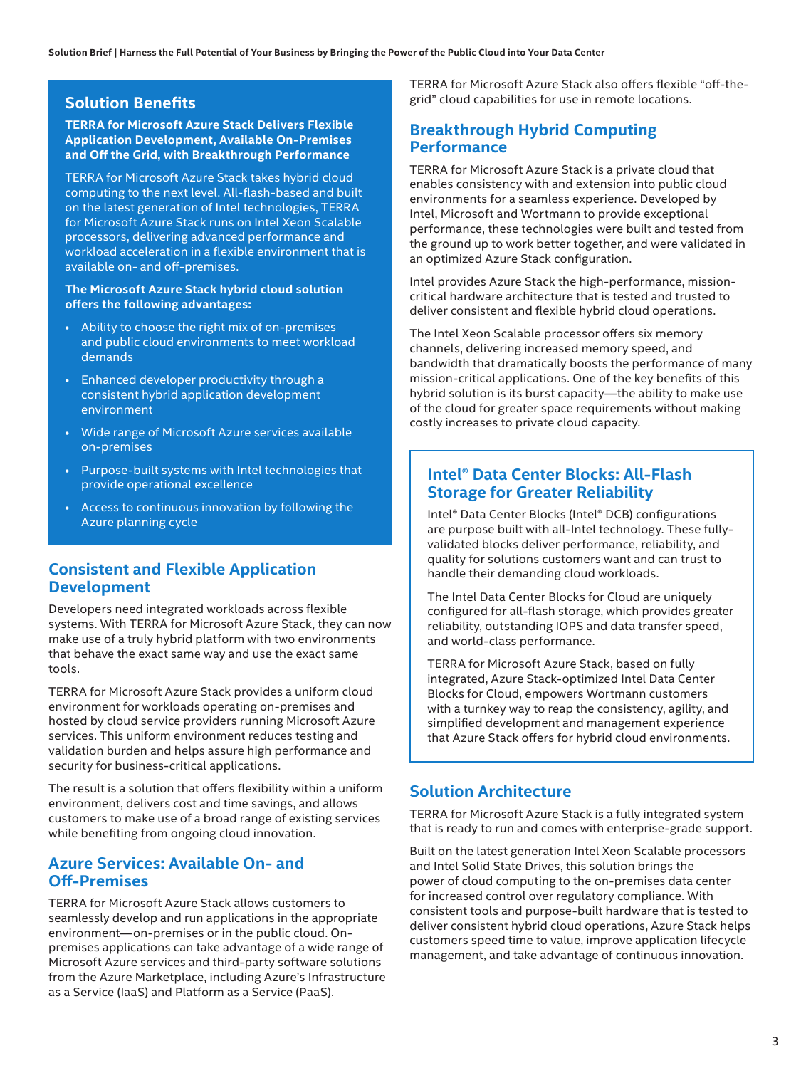## Solution Benefits

**TERRA for Microsoft Azure Stack Delivers Flexible Application Development, Available On-Premises and Off the Grid, with Breakthrough Performance**

TERRA for Microsoft Azure Stack takes hybrid cloud computing to the next level. All-flash-based and built on the latest generation of Intel technologies, TERRA for Microsoft Azure Stack runs on Intel Xeon Scalable processors, delivering advanced performance and workload acceleration in a flexible environment that is available on- and off-premises.

**The Microsoft Azure Stack hybrid cloud solution offers the following advantages:**

- Ability to choose the right mix of on-premises and public cloud environments to meet workload demands
- Enhanced developer productivity through a consistent hybrid application development environment
- Wide range of Microsoft Azure services available on-premises
- Purpose-built systems with Intel technologies that provide operational excellence
- Access to continuous innovation by following the Azure planning cycle

## Consistent and Flexible Application Development

Developers need integrated workloads across flexible systems. With TERRA for Microsoft Azure Stack, they can now make use of a truly hybrid platform with two environments that behave the exact same way and use the exact same tools.

TERRA for Microsoft Azure Stack provides a uniform cloud environment for workloads operating on-premises and hosted by cloud service providers running Microsoft Azure services. This uniform environment reduces testing and validation burden and helps assure high performance and security for business-critical applications.

The result is a solution that offers flexibility within a uniform environment, delivers cost and time savings, and allows customers to make use of a broad range of existing services while benefiting from ongoing cloud innovation.

## Azure Services: Available On- and Off-Premises

TERRA for Microsoft Azure Stack allows customers to seamlessly develop and run applications in the appropriate environment—on-premises or in the public cloud. On-premises applications can take advantage of a wide range of Microsoft Azure services and third-party software solutions from the Azure Marketplace, including Azure's Infrastructure as a Service (IaaS) and Platform as a Service (PaaS).

TERRA for Microsoft Azure Stack also offers flexible "off-the-grid" cloud capabilities for use in remote locations.

## Breakthrough Hybrid Computing Performance

TERRA for Microsoft Azure Stack is a private cloud that enables consistency with and extension into public cloud environments for a seamless experience. Developed by Intel, Microsoft and Wortmann to provide exceptional performance, these technologies were built and tested from the ground up to work better together, and were validated in an optimized Azure Stack configuration.

Intel provides Azure Stack the high-performance, mission-critical hardware architecture that is tested and trusted to deliver consistent and flexible hybrid cloud operations.

The Intel Xeon Scalable processor offers six memory channels, delivering increased memory speed, and bandwidth that dramatically boosts the performance of many mission-critical applications. One of the key benefits of this hybrid solution is its burst capacity—the ability to make use of the cloud for greater space requirements without making costly increases to private cloud capacity.

### Intel® Data Center Blocks: All-Flash Storage for Greater Reliability

Intel® Data Center Blocks (Intel® DCB) configurations are purpose built with all-Intel technology. These fully-validated blocks deliver performance, reliability, and quality for solutions customers want and can trust to handle their demanding cloud workloads.

The Intel Data Center Blocks for Cloud are uniquely configured for all-flash storage, which provides greater reliability, outstanding IOPS and data transfer speed, and world-class performance.

TERRA for Microsoft Azure Stack, based on fully integrated, Azure Stack-optimized Intel Data Center Blocks for Cloud, empowers Wortmann customers with a turnkey way to reap the consistency, agility, and simplified development and management experience that Azure Stack offers for hybrid cloud environments.

## Solution Architecture

TERRA for Microsoft Azure Stack is a fully integrated system that is ready to run and comes with enterprise-grade support.

Built on the latest generation Intel Xeon Scalable processors and Intel Solid State Drives, this solution brings the power of cloud computing to the on-premises data center for increased control over regulatory compliance. With consistent tools and purpose-built hardware that is tested to deliver consistent hybrid cloud operations, Azure Stack helps customers speed time to value, improve application lifecycle management, and take advantage of continuous innovation.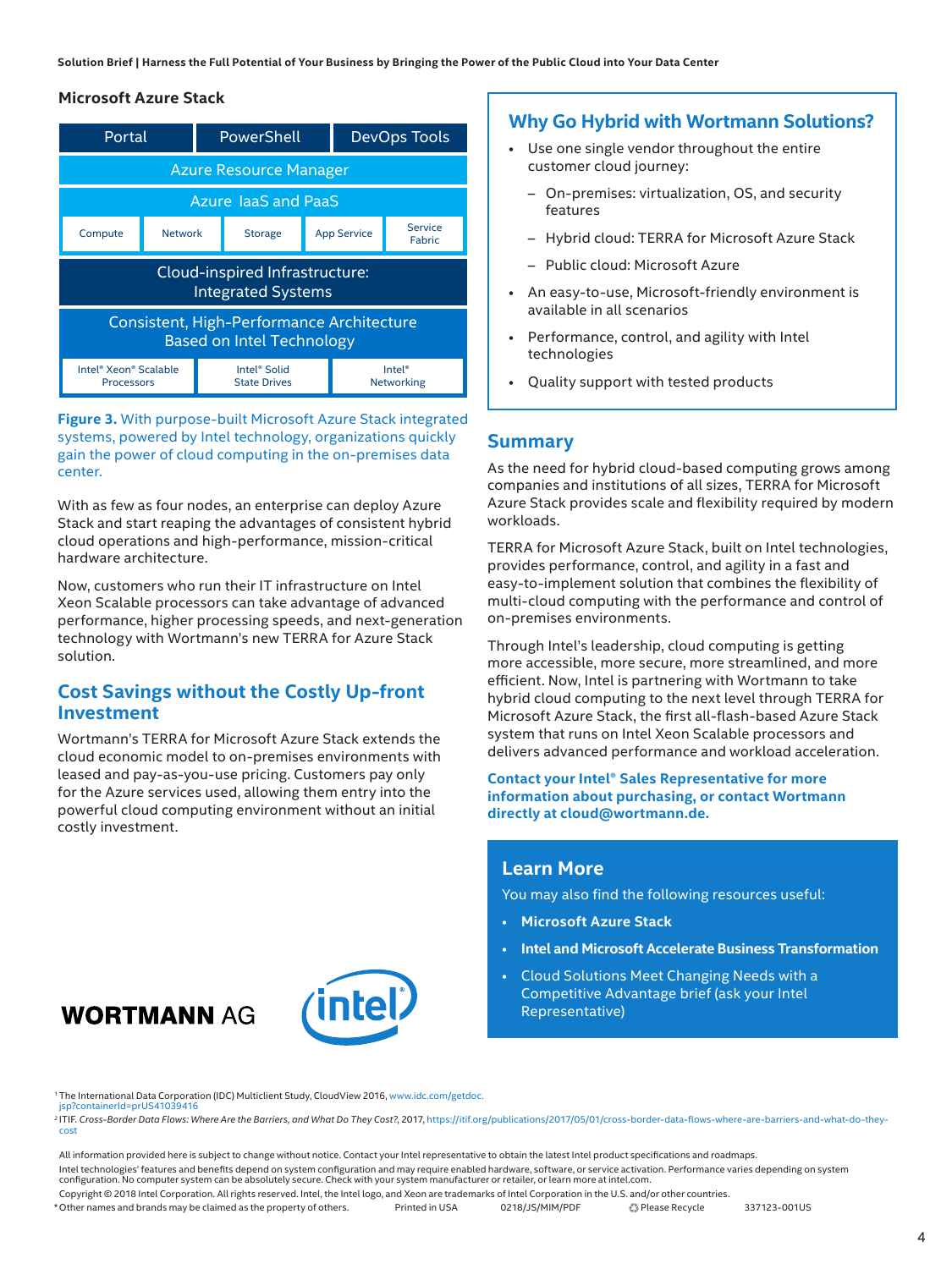## Microsoft Azure Stack

Portal
PowerShell
DevOps Tools
Azure Resource Manager
Azure IaaS and PaaS
Compute
Network
Storage
App Service
Service Fabric
Cloud-inspired Infrastructure: Integrated Systems
Consistent, High-Performance Architecture Based on Intel Technology
Intel® Xeon® Scalable Processors
Intel® Solid State Drives
Intel® Networking

**Figure 3.** With purpose-built Microsoft Azure Stack integrated systems, powered by Intel technology, organizations quickly gain the power of cloud computing in the on-premises data center.

With as few as four nodes, an enterprise can deploy Azure Stack and start reaping the advantages of consistent hybrid cloud operations and high-performance, mission-critical hardware architecture.

Now, customers who run their IT infrastructure on Intel Xeon Scalable processors can take advantage of advanced performance, higher processing speeds, and next-generation technology with Wortmann's new TERRA for Azure Stack solution.

## Cost Savings without the Costly Up-front Investment

Wortmann's TERRA for Microsoft Azure Stack extends the cloud economic model to on-premises environments with leased and pay-as-you-use pricing. Customers pay only for the Azure services used, allowing them entry into the powerful cloud computing environment without an initial costly investment.

WORTMANN AG

## Why Go Hybrid with Wortmann Solutions?

- Use one single vendor throughout the entire customer cloud journey:
  - On-premises: virtualization, OS, and security features
  - Hybrid cloud: TERRA for Microsoft Azure Stack
  - Public cloud: Microsoft Azure
- An easy-to-use, Microsoft-friendly environment is available in all scenarios
- Performance, control, and agility with Intel technologies
- Quality support with tested products

## Summary

As the need for hybrid cloud-based computing grows among companies and institutions of all sizes, TERRA for Microsoft Azure Stack provides scale and flexibility required by modern workloads.

TERRA for Microsoft Azure Stack, built on Intel technologies, provides performance, control, and agility in a fast and easy-to-implement solution that combines the flexibility of multi-cloud computing with the performance and control of on-premises environments.

Through Intel's leadership, cloud computing is getting more accessible, more secure, more streamlined, and more efficient. Now, Intel is partnering with Wortmann to take hybrid cloud computing to the next level through TERRA for Microsoft Azure Stack, the first all-flash-based Azure Stack system that runs on Intel Xeon Scalable processors and delivers advanced performance and workload acceleration.

**Contact your Intel® Sales Representative for more information about purchasing, or contact Wortmann directly at cloud@wortmann.de.**

## Learn More

You may also find the following resources useful:

- **Microsoft Azure Stack**
- **Intel and Microsoft Accelerate Business Transformation**
- Cloud Solutions Meet Changing Needs with a Competitive Advantage brief (ask your Intel Representative)

[1] The International Data Corporation (IDC) Multiclient Study, CloudView 2016, www.idc.com/getdoc.jsp?containerId=prUS41039416

[2] ITIF. *Cross-Border Data Flows: Where Are the Barriers, and What Do They Cost?*, 2017, https://itif.org/publications/2017/05/01/cross-border-data-flows-where-are-barriers-and-what-do-they-cost

All information provided here is subject to change without notice. Contact your Intel representative to obtain the latest Intel product specifications and roadmaps.

Intel technologies' features and benefits depend on system configuration and may require enabled hardware, software, or service activation. Performance varies depending on system configuration. No computer system can be absolutely secure. Check with your system manufacturer or retailer, or learn more at intel.com.

Copyright © 2018 Intel Corporation. All rights reserved. Intel, the Intel logo, and Xeon are trademarks of Intel Corporation in the U.S. and/or other countries.

*Other names and brands may be claimed as the property of others. Printed in USA 0218/JS/MIM/PDF Please Recycle 337123-001US